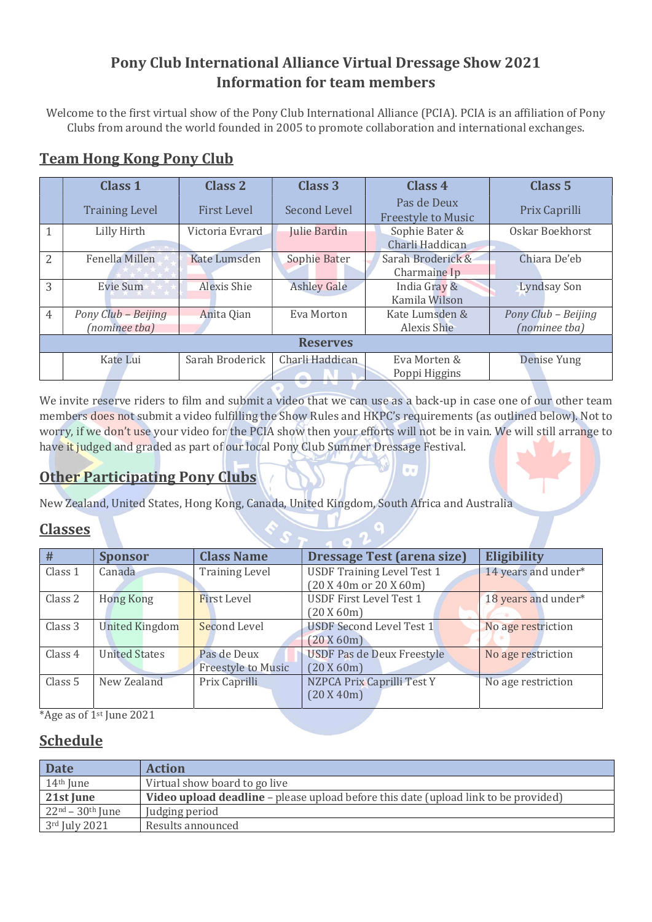# Pony Club International Alliance Virtual Dressage Show 2021
# Information for team members

Welcome to the first virtual show of the Pony Club International Alliance (PCIA). PCIA is an affiliation of Pony Clubs from around the world founded in 2005 to promote collaboration and international exchanges.

## Team Hong Kong Pony Club

| | Class 1<br>Training Level | Class 2<br>First Level | Class 3<br>Second Level | Class 4<br>Pas de Deux Freestyle to Music | Class 5<br>Prix Caprilli |
|---|---|---|---|---|---|
| 1 | Lilly Hirth | Victoria Evrard | Julie Bardin | Sophie Bater & Charli Haddican | Oskar Boekhorst |
| 2 | Fenella Millen | Kate Lumsden | Sophie Bater | Sarah Broderick & Charmaine Ip | Chiara De'eb |
| 3 | Evie Sum | Alexis Shie | Ashley Gale | India Gray & Kamila Wilson | Lyndsay Son |
| 4 | *Pony Club – Beijing (nominee tba)* | Anita Qian | Eva Morton | Kate Lumsden & Alexis Shie | *Pony Club – Beijing (nominee tba)* |
| **Reserves** | | | | | |
| | Kate Lui | Sarah Broderick | Charli Haddican | Eva Morten & Poppi Higgins | Denise Yung |

We invite reserve riders to film and submit a video that we can use as a back-up in case one of our other team members does not submit a video fulfilling the Show Rules and HKPC's requirements (as outlined below). Not to worry, if we don't use your video for the PCIA show then your efforts will not be in vain. We will still arrange to have it judged and graded as part of our local Pony Club Summer Dressage Festival.

## Other Participating Pony Clubs

New Zealand, United States, Hong Kong, Canada, United Kingdom, South Africa and Australia

## Classes

| # | Sponsor | Class Name | Dressage Test (arena size) | Eligibility |
|---|---|---|---|---|
| Class 1 | Canada | Training Level | USDF Training Level Test 1 (20 X 40m or 20 X 60m) | 14 years and under* |
| Class 2 | Hong Kong | First Level | USDF First Level Test 1 (20 X 60m) | 18 years and under* |
| Class 3 | United Kingdom | Second Level | USDF Second Level Test 1 (20 X 60m) | No age restriction |
| Class 4 | United States | Pas de Deux Freestyle to Music | USDF Pas de Deux Freestyle (20 X 60m) | No age restriction |
| Class 5 | New Zealand | Prix Caprilli | NZPCA Prix Caprilli Test Y (20 X 40m) | No age restriction |

*Age as of 1st June 2021

## Schedule

| Date | Action |
|---|---|
| 14th June | Virtual show board to go live |
| **21st June** | **Video upload deadline** – please upload before this date (upload link to be provided) |
| 22nd – 30th June | Judging period |
| 3rd July 2021 | Results announced |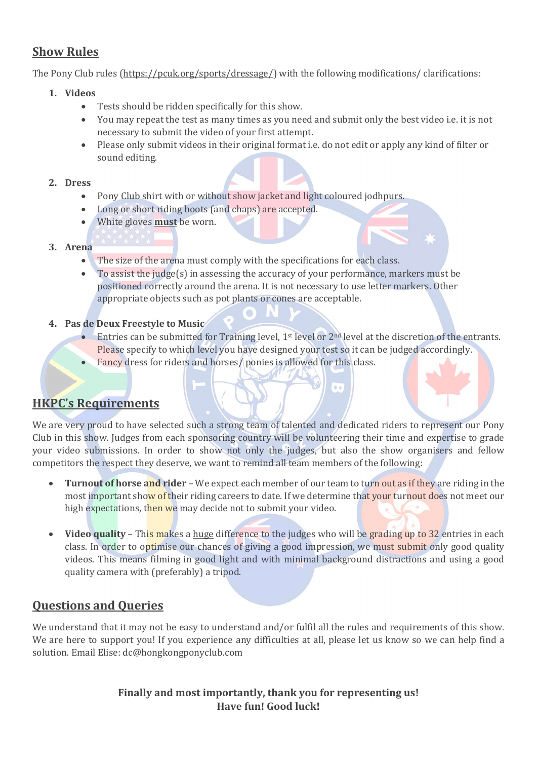## Show Rules

The Pony Club rules (https://pcuk.org/sports/dressage/) with the following modifications/ clarifications:

1. **Videos**
    - Tests should be ridden specifically for this show.
    - You may repeat the test as many times as you need and submit only the best video i.e. it is not necessary to submit the video of your first attempt.
    - Please only submit videos in their original format i.e. do not edit or apply any kind of filter or sound editing.
2. **Dress**
    - Pony Club shirt with or without show jacket and light coloured jodhpurs.
    - Long or short riding boots (and chaps) are accepted.
    - White gloves **must** be worn.
3. **Arena**
    - The size of the arena must comply with the specifications for each class.
    - To assist the judge(s) in assessing the accuracy of your performance, markers must be positioned correctly around the arena. It is not necessary to use letter markers. Other appropriate objects such as pot plants or cones are acceptable.
4. **Pas de Deux Freestyle to Music**
    - Entries can be submitted for Training level, 1st level or 2nd level at the discretion of the entrants. Please specify to which level you have designed your test so it can be judged accordingly.
    - Fancy dress for riders and horses/ ponies is allowed for this class.

## HKPC's Requirements

We are very proud to have selected such a strong team of talented and dedicated riders to represent our Pony Club in this show. Judges from each sponsoring country will be volunteering their time and expertise to grade your video submissions. In order to show not only the judges, but also the show organisers and fellow competitors the respect they deserve, we want to remind all team members of the following:

- **Turnout of horse and rider** – We expect each member of our team to turn out as if they are riding in the most important show of their riding careers to date. If we determine that your turnout does not meet our high expectations, then we may decide not to submit your video.
- **Video quality** – This makes a huge difference to the judges who will be grading up to 32 entries in each class. In order to optimise our chances of giving a good impression, we must submit only good quality videos. This means filming in good light and with minimal background distractions and using a good quality camera with (preferably) a tripod.

## Questions and Queries

We understand that it may not be easy to understand and/or fulfil all the rules and requirements of this show. We are here to support you! If you experience any difficulties at all, please let us know so we can help find a solution. Email Elise: dc@hongkongponyclub.com

**Finally and most importantly, thank you for representing us!**
**Have fun! Good luck!**